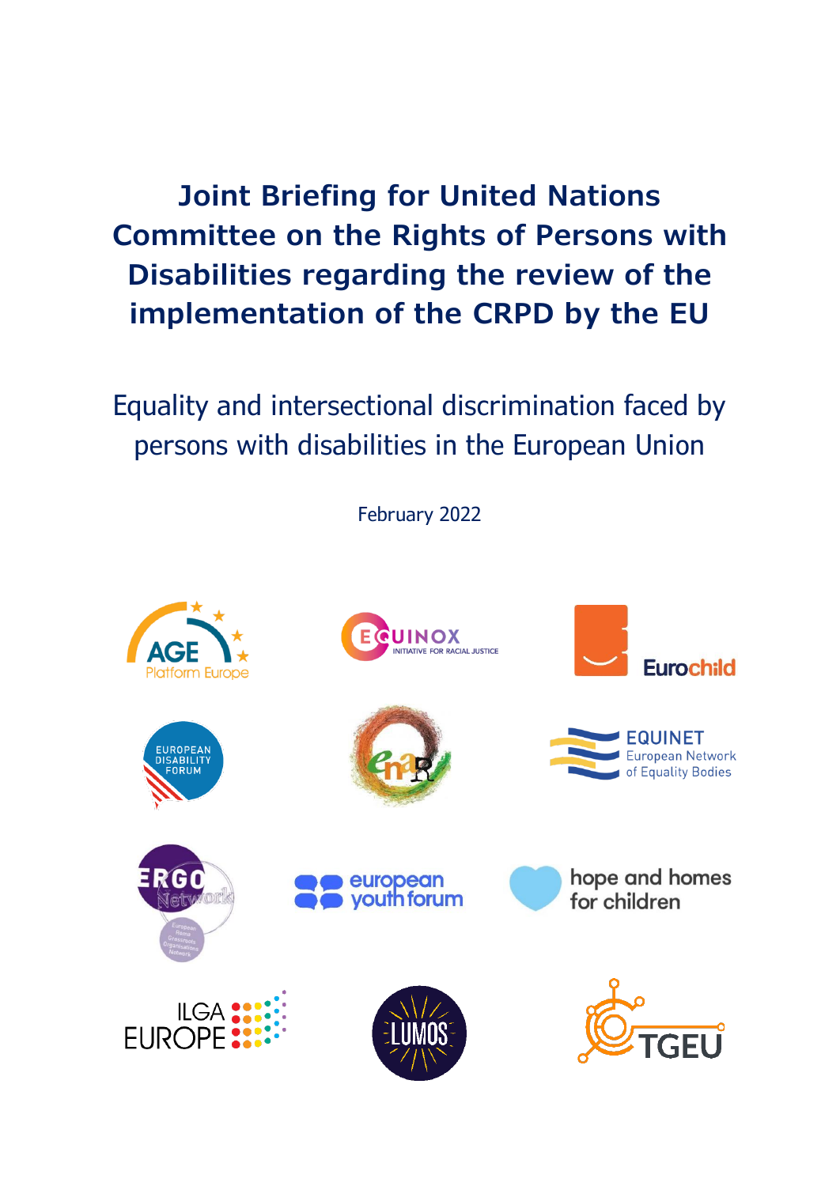# Joint Briefing for United Nations Committee on the Rights of Persons with Disabilities regarding the review of the implementation of the CRPD by the EU

## Equality and intersectional discrimination faced by persons with disabilities in the European Union

February 2022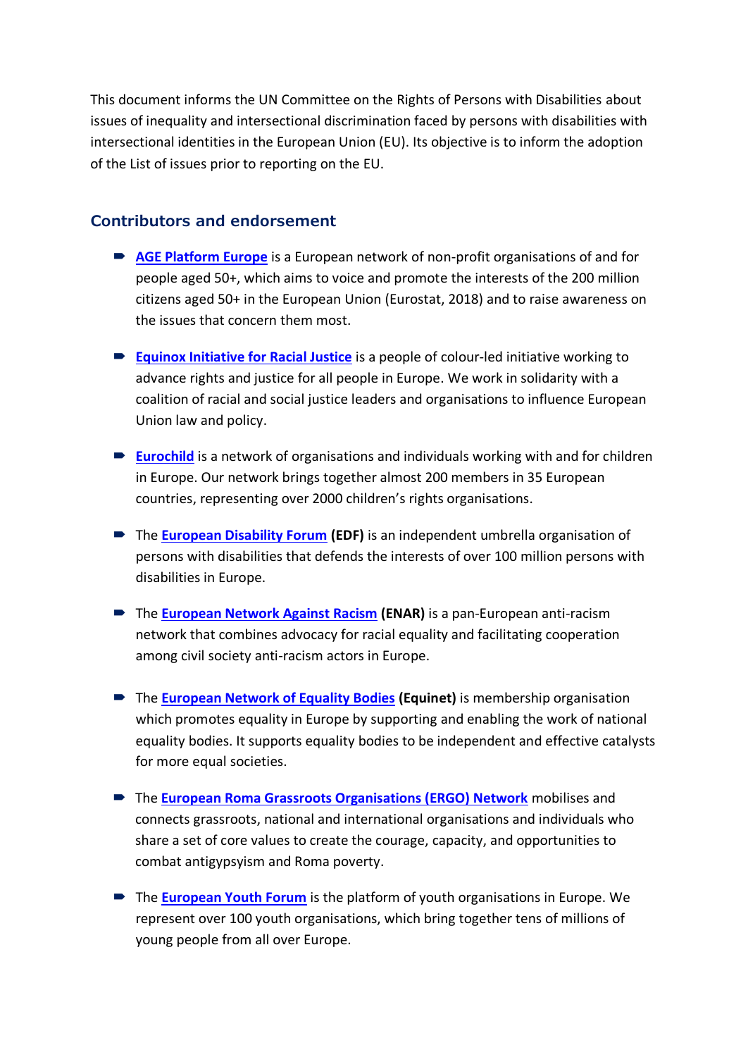This document informs the UN Committee on the Rights of Persons with Disabilities about issues of inequality and intersectional discrimination faced by persons with disabilities with intersectional identities in the European Union (EU). Its objective is to inform the adoption of the List of issues prior to reporting on the EU.

## Contributors and endorsement

- **AGE Platform Europe** is a European network of non-profit organisations of and for people aged 50+, which aims to voice and promote the interests of the 200 million citizens aged 50+ in the European Union (Eurostat, 2018) and to raise awareness on the issues that concern them most.
- **Equinox Initiative for Racial Justice** is a people of colour-led initiative working to advance rights and justice for all people in Europe. We work in solidarity with a coalition of racial and social justice leaders and organisations to influence European Union law and policy.
- **Eurochild** is a network of organisations and individuals working with and for children in Europe. Our network brings together almost 200 members in 35 European countries, representing over 2000 children's rights organisations.
- The **European Disability Forum (EDF)** is an independent umbrella organisation of persons with disabilities that defends the interests of over 100 million persons with disabilities in Europe.
- The **European Network Against Racism (ENAR)** is a pan-European anti-racism network that combines advocacy for racial equality and facilitating cooperation among civil society anti-racism actors in Europe.
- The **European Network of Equality Bodies (Equinet)** is membership organisation which promotes equality in Europe by supporting and enabling the work of national equality bodies. It supports equality bodies to be independent and effective catalysts for more equal societies.
- The **European Roma Grassroots Organisations (ERGO) Network** mobilises and connects grassroots, national and international organisations and individuals who share a set of core values to create the courage, capacity, and opportunities to combat antigypsyism and Roma poverty.
- The **European Youth Forum** is the platform of youth organisations in Europe. We represent over 100 youth organisations, which bring together tens of millions of young people from all over Europe.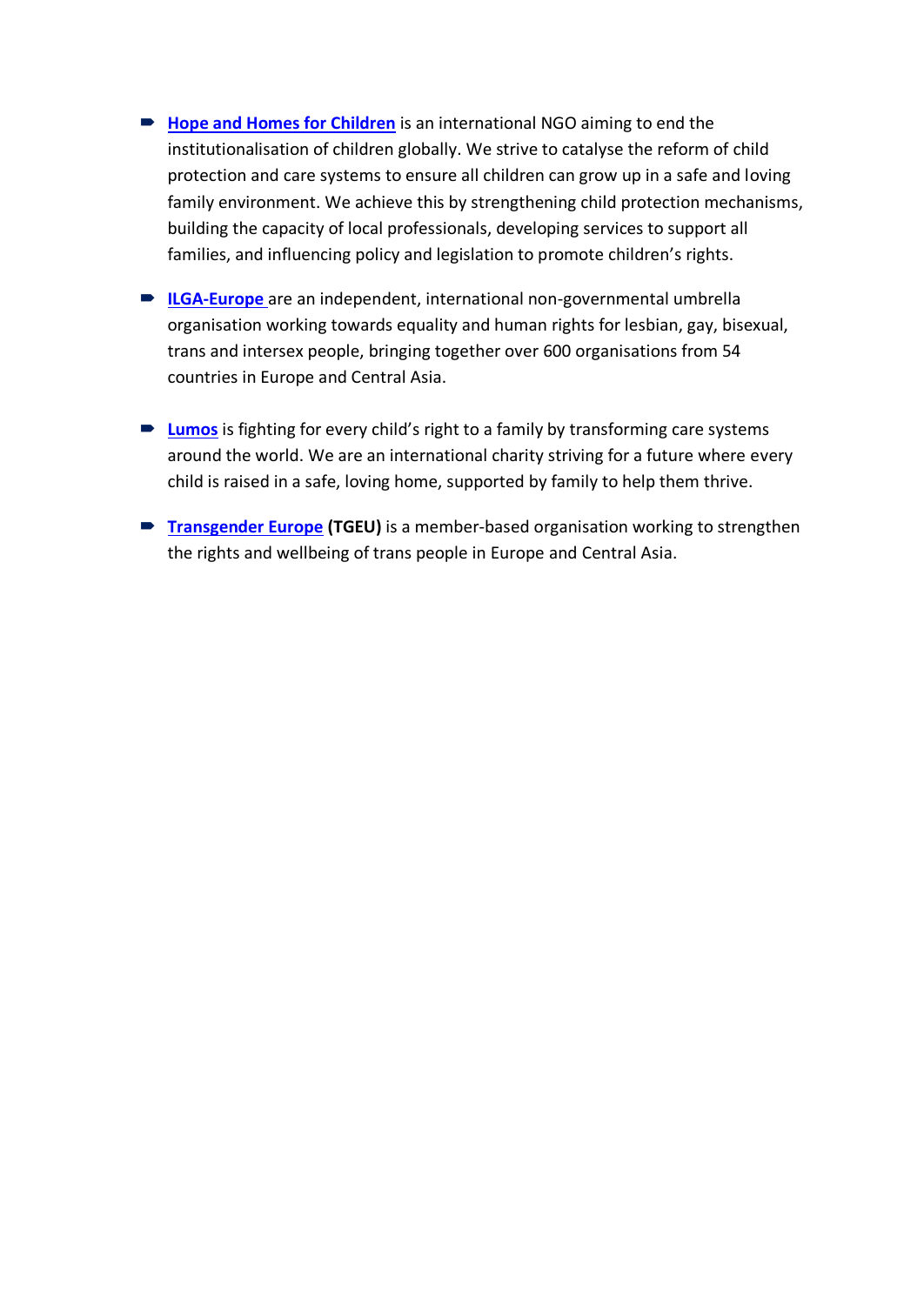- **Hope and Homes for Children** is an international NGO aiming to end the institutionalisation of children globally. We strive to catalyse the reform of child protection and care systems to ensure all children can grow up in a safe and loving family environment. We achieve this by strengthening child protection mechanisms, building the capacity of local professionals, developing services to support all families, and influencing policy and legislation to promote children's rights.

- **ILGA-Europe** are an independent, international non-governmental umbrella organisation working towards equality and human rights for lesbian, gay, bisexual, trans and intersex people, bringing together over 600 organisations from 54 countries in Europe and Central Asia.

- **Lumos** is fighting for every child's right to a family by transforming care systems around the world. We are an international charity striving for a future where every child is raised in a safe, loving home, supported by family to help them thrive.

- **Transgender Europe** **(TGEU)** is a member-based organisation working to strengthen the rights and wellbeing of trans people in Europe and Central Asia.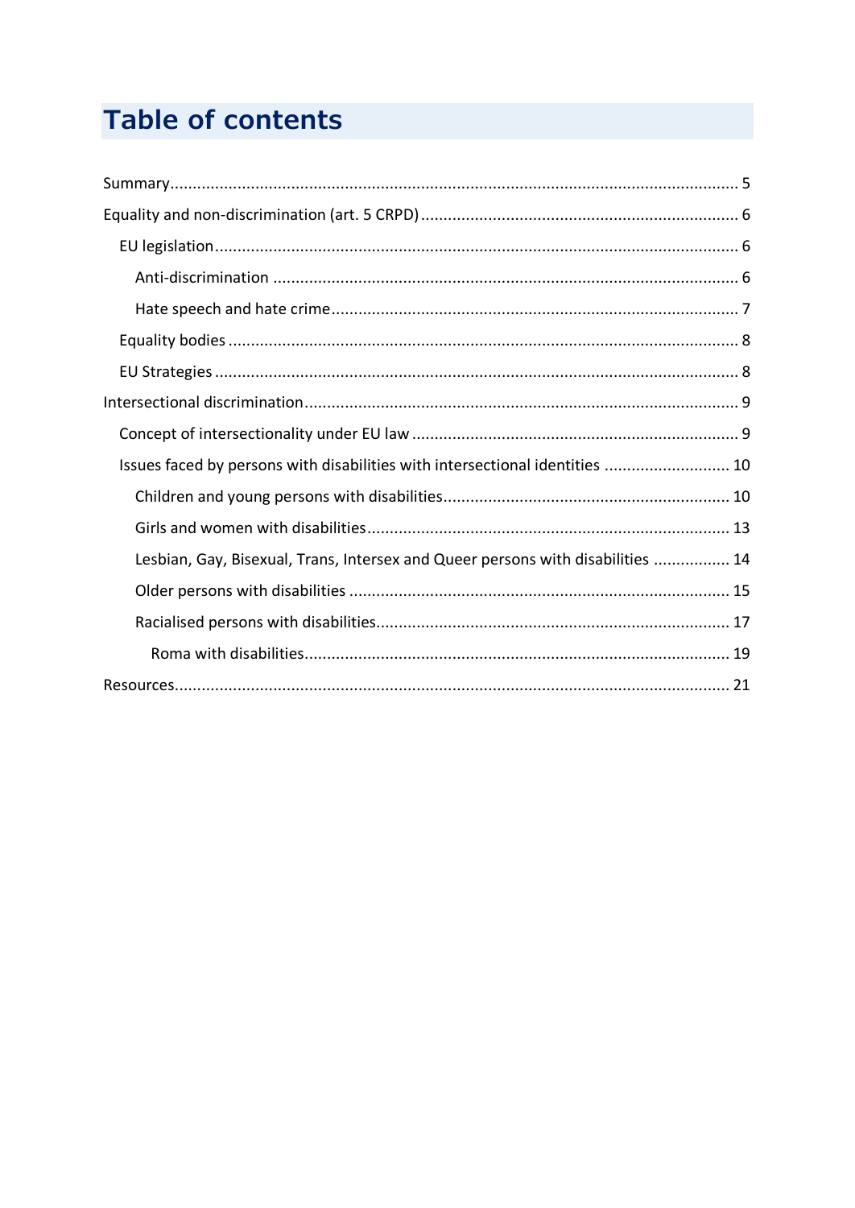# Table of contents

Summary ..... 5

Equality and non-discrimination (art. 5 CRPD) ..... 6

- EU legislation ..... 6
  - Anti-discrimination ..... 6
  - Hate speech and hate crime ..... 7
- Equality bodies ..... 8
- EU Strategies ..... 8

Intersectional discrimination ..... 9

- Concept of intersectionality under EU law ..... 9
- Issues faced by persons with disabilities with intersectional identities ..... 10
  - Children and young persons with disabilities ..... 10
  - Girls and women with disabilities ..... 13
  - Lesbian, Gay, Bisexual, Trans, Intersex and Queer persons with disabilities ..... 14
  - Older persons with disabilities ..... 15
  - Racialised persons with disabilities ..... 17
    - Roma with disabilities ..... 19

Resources ..... 21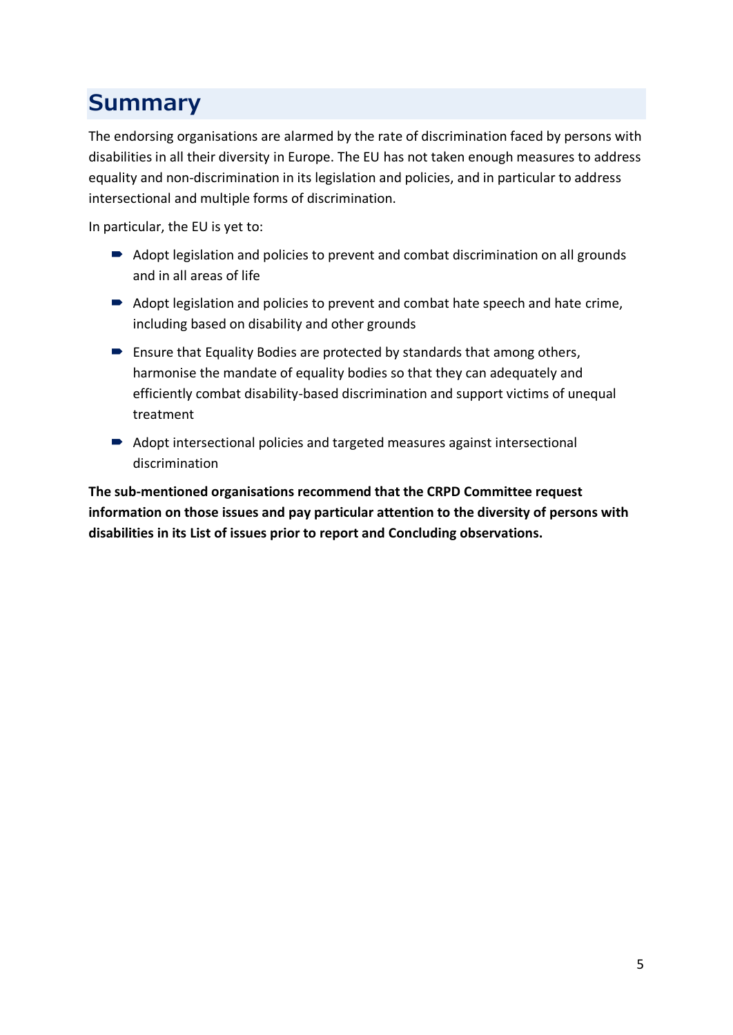# Summary

The endorsing organisations are alarmed by the rate of discrimination faced by persons with disabilities in all their diversity in Europe. The EU has not taken enough measures to address equality and non-discrimination in its legislation and policies, and in particular to address intersectional and multiple forms of discrimination.

In particular, the EU is yet to:

- Adopt legislation and policies to prevent and combat discrimination on all grounds and in all areas of life
- Adopt legislation and policies to prevent and combat hate speech and hate crime, including based on disability and other grounds
- Ensure that Equality Bodies are protected by standards that among others, harmonise the mandate of equality bodies so that they can adequately and efficiently combat disability-based discrimination and support victims of unequal treatment
- Adopt intersectional policies and targeted measures against intersectional discrimination

**The sub-mentioned organisations recommend that the CRPD Committee request information on those issues and pay particular attention to the diversity of persons with disabilities in its List of issues prior to report and Concluding observations.**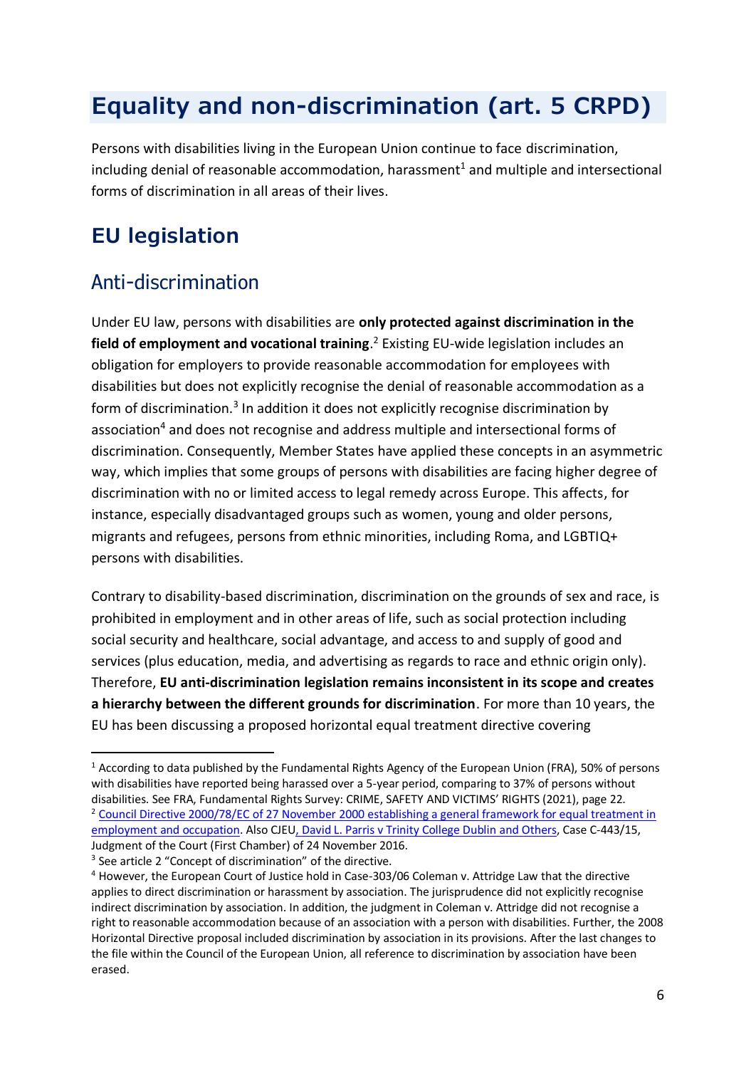# Equality and non-discrimination (art. 5 CRPD)

Persons with disabilities living in the European Union continue to face discrimination, including denial of reasonable accommodation, harassment[1] and multiple and intersectional forms of discrimination in all areas of their lives.

## EU legislation

### Anti-discrimination

Under EU law, persons with disabilities are **only protected against discrimination in the field of employment and vocational training**.[2] Existing EU-wide legislation includes an obligation for employers to provide reasonable accommodation for employees with disabilities but does not explicitly recognise the denial of reasonable accommodation as a form of discrimination.[3] In addition it does not explicitly recognise discrimination by association[4] and does not recognise and address multiple and intersectional forms of discrimination. Consequently, Member States have applied these concepts in an asymmetric way, which implies that some groups of persons with disabilities are facing higher degree of discrimination with no or limited access to legal remedy across Europe. This affects, for instance, especially disadvantaged groups such as women, young and older persons, migrants and refugees, persons from ethnic minorities, including Roma, and LGBTIQ+ persons with disabilities.

Contrary to disability-based discrimination, discrimination on the grounds of sex and race, is prohibited in employment and in other areas of life, such as social protection including social security and healthcare, social advantage, and access to and supply of good and services (plus education, media, and advertising as regards to race and ethnic origin only). Therefore, **EU anti-discrimination legislation remains inconsistent in its scope and creates a hierarchy between the different grounds for discrimination**. For more than 10 years, the EU has been discussing a proposed horizontal equal treatment directive covering

---

[1] According to data published by the Fundamental Rights Agency of the European Union (FRA), 50% of persons with disabilities have reported being harassed over a 5-year period, comparing to 37% of persons without disabilities. See FRA, Fundamental Rights Survey: CRIME, SAFETY AND VICTIMS' RIGHTS (2021), page 22.

[2] Council Directive 2000/78/EC of 27 November 2000 establishing a general framework for equal treatment in employment and occupation. Also CJEU, David L. Parris v Trinity College Dublin and Others, Case C-443/15, Judgment of the Court (First Chamber) of 24 November 2016.

[3] See article 2 "Concept of discrimination" of the directive.

[4] However, the European Court of Justice hold in Case-303/06 Coleman v. Attridge Law that the directive applies to direct discrimination or harassment by association. The jurisprudence did not explicitly recognise indirect discrimination by association. In addition, the judgment in Coleman v. Attridge did not recognise a right to reasonable accommodation because of an association with a person with disabilities. Further, the 2008 Horizontal Directive proposal included discrimination by association in its provisions. After the last changes to the file within the Council of the European Union, all reference to discrimination by association have been erased.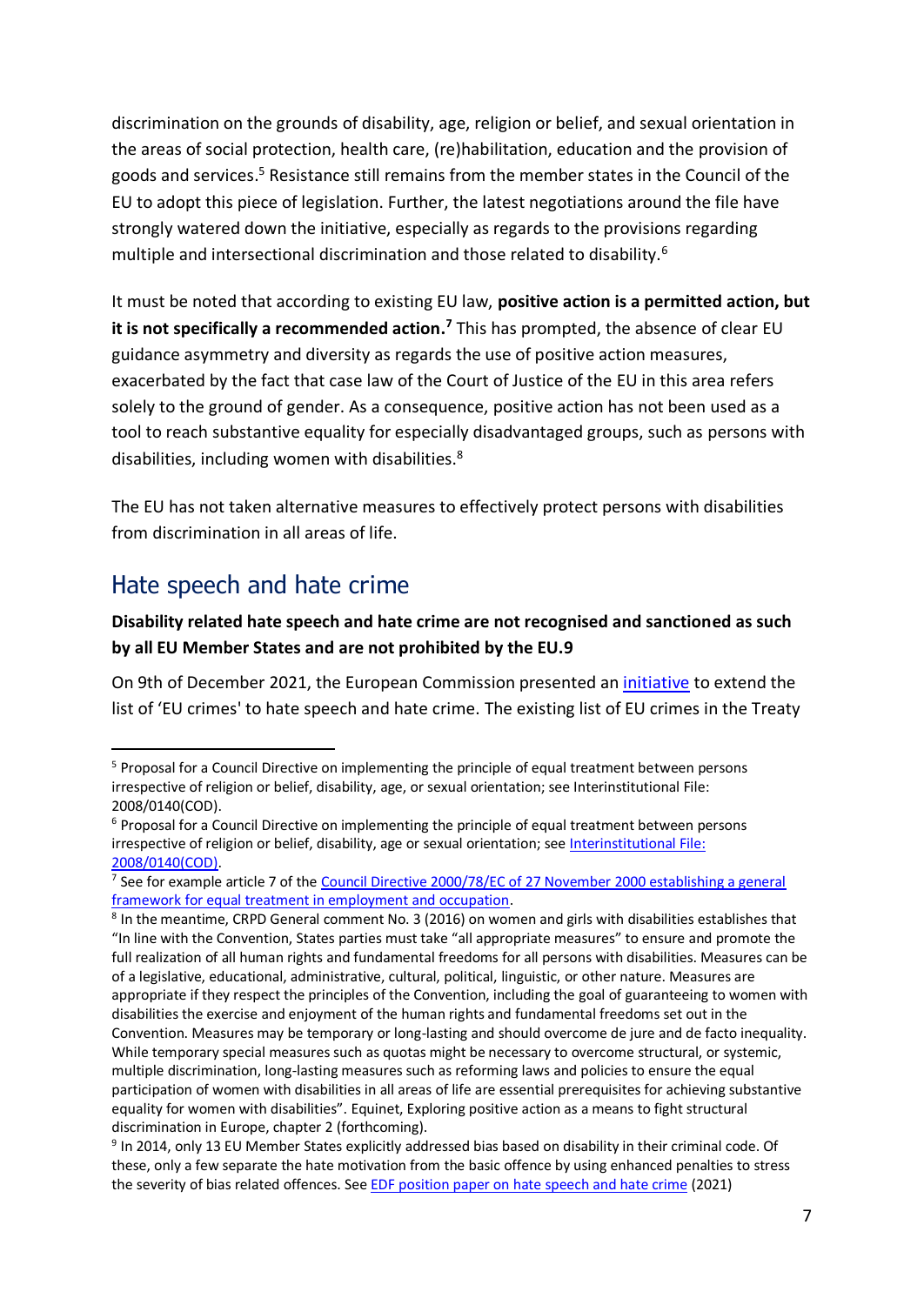discrimination on the grounds of disability, age, religion or belief, and sexual orientation in the areas of social protection, health care, (re)habilitation, education and the provision of goods and services.[5] Resistance still remains from the member states in the Council of the EU to adopt this piece of legislation. Further, the latest negotiations around the file have strongly watered down the initiative, especially as regards to the provisions regarding multiple and intersectional discrimination and those related to disability.[6]

It must be noted that according to existing EU law, **positive action is a permitted action, but it is not specifically a recommended action.[7]** This has prompted, the absence of clear EU guidance asymmetry and diversity as regards the use of positive action measures, exacerbated by the fact that case law of the Court of Justice of the EU in this area refers solely to the ground of gender. As a consequence, positive action has not been used as a tool to reach substantive equality for especially disadvantaged groups, such as persons with disabilities, including women with disabilities.[8]

The EU has not taken alternative measures to effectively protect persons with disabilities from discrimination in all areas of life.

## Hate speech and hate crime

**Disability related hate speech and hate crime are not recognised and sanctioned as such by all EU Member States and are not prohibited by the EU.9**

On 9th of December 2021, the European Commission presented an initiative to extend the list of 'EU crimes' to hate speech and hate crime. The existing list of EU crimes in the Treaty

---

[5] Proposal for a Council Directive on implementing the principle of equal treatment between persons irrespective of religion or belief, disability, age, or sexual orientation; see Interinstitutional File: 2008/0140(COD).

[6] Proposal for a Council Directive on implementing the principle of equal treatment between persons irrespective of religion or belief, disability, age or sexual orientation; see Interinstitutional File: 2008/0140(COD).

[7] See for example article 7 of the Council Directive 2000/78/EC of 27 November 2000 establishing a general framework for equal treatment in employment and occupation.

[8] In the meantime, CRPD General comment No. 3 (2016) on women and girls with disabilities establishes that "In line with the Convention, States parties must take "all appropriate measures" to ensure and promote the full realization of all human rights and fundamental freedoms for all persons with disabilities. Measures can be of a legislative, educational, administrative, cultural, political, linguistic, or other nature. Measures are appropriate if they respect the principles of the Convention, including the goal of guaranteeing to women with disabilities the exercise and enjoyment of the human rights and fundamental freedoms set out in the Convention. Measures may be temporary or long-lasting and should overcome de jure and de facto inequality. While temporary special measures such as quotas might be necessary to overcome structural, or systemic, multiple discrimination, long-lasting measures such as reforming laws and policies to ensure the equal participation of women with disabilities in all areas of life are essential prerequisites for achieving substantive equality for women with disabilities". Equinet, Exploring positive action as a means to fight structural discrimination in Europe, chapter 2 (forthcoming).

[9] In 2014, only 13 EU Member States explicitly addressed bias based on disability in their criminal code. Of these, only a few separate the hate motivation from the basic offence by using enhanced penalties to stress the severity of bias related offences. See EDF position paper on hate speech and hate crime (2021)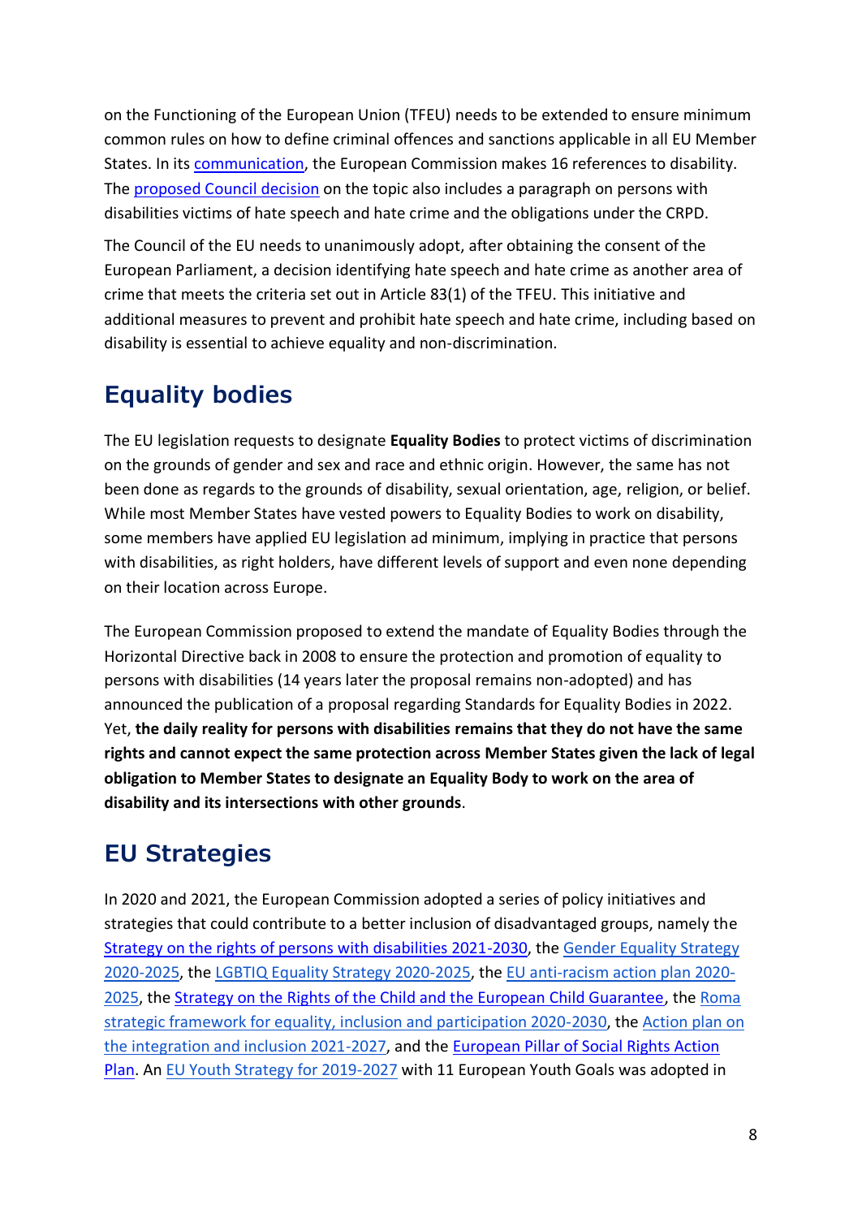on the Functioning of the European Union (TFEU) needs to be extended to ensure minimum common rules on how to define criminal offences and sanctions applicable in all EU Member States. In its communication, the European Commission makes 16 references to disability. The proposed Council decision on the topic also includes a paragraph on persons with disabilities victims of hate speech and hate crime and the obligations under the CRPD.

The Council of the EU needs to unanimously adopt, after obtaining the consent of the European Parliament, a decision identifying hate speech and hate crime as another area of crime that meets the criteria set out in Article 83(1) of the TFEU. This initiative and additional measures to prevent and prohibit hate speech and hate crime, including based on disability is essential to achieve equality and non-discrimination.

## Equality bodies

The EU legislation requests to designate **Equality Bodies** to protect victims of discrimination on the grounds of gender and sex and race and ethnic origin. However, the same has not been done as regards to the grounds of disability, sexual orientation, age, religion, or belief. While most Member States have vested powers to Equality Bodies to work on disability, some members have applied EU legislation ad minimum, implying in practice that persons with disabilities, as right holders, have different levels of support and even none depending on their location across Europe.

The European Commission proposed to extend the mandate of Equality Bodies through the Horizontal Directive back in 2008 to ensure the protection and promotion of equality to persons with disabilities (14 years later the proposal remains non-adopted) and has announced the publication of a proposal regarding Standards for Equality Bodies in 2022. Yet, **the daily reality for persons with disabilities remains that they do not have the same rights and cannot expect the same protection across Member States given the lack of legal obligation to Member States to designate an Equality Body to work on the area of disability and its intersections with other grounds**.

## EU Strategies

In 2020 and 2021, the European Commission adopted a series of policy initiatives and strategies that could contribute to a better inclusion of disadvantaged groups, namely the Strategy on the rights of persons with disabilities 2021-2030, the Gender Equality Strategy 2020-2025, the LGBTIQ Equality Strategy 2020-2025, the EU anti-racism action plan 2020-2025, the Strategy on the Rights of the Child and the European Child Guarantee, the Roma strategic framework for equality, inclusion and participation 2020-2030, the Action plan on the integration and inclusion 2021-2027, and the European Pillar of Social Rights Action Plan. An EU Youth Strategy for 2019-2027 with 11 European Youth Goals was adopted in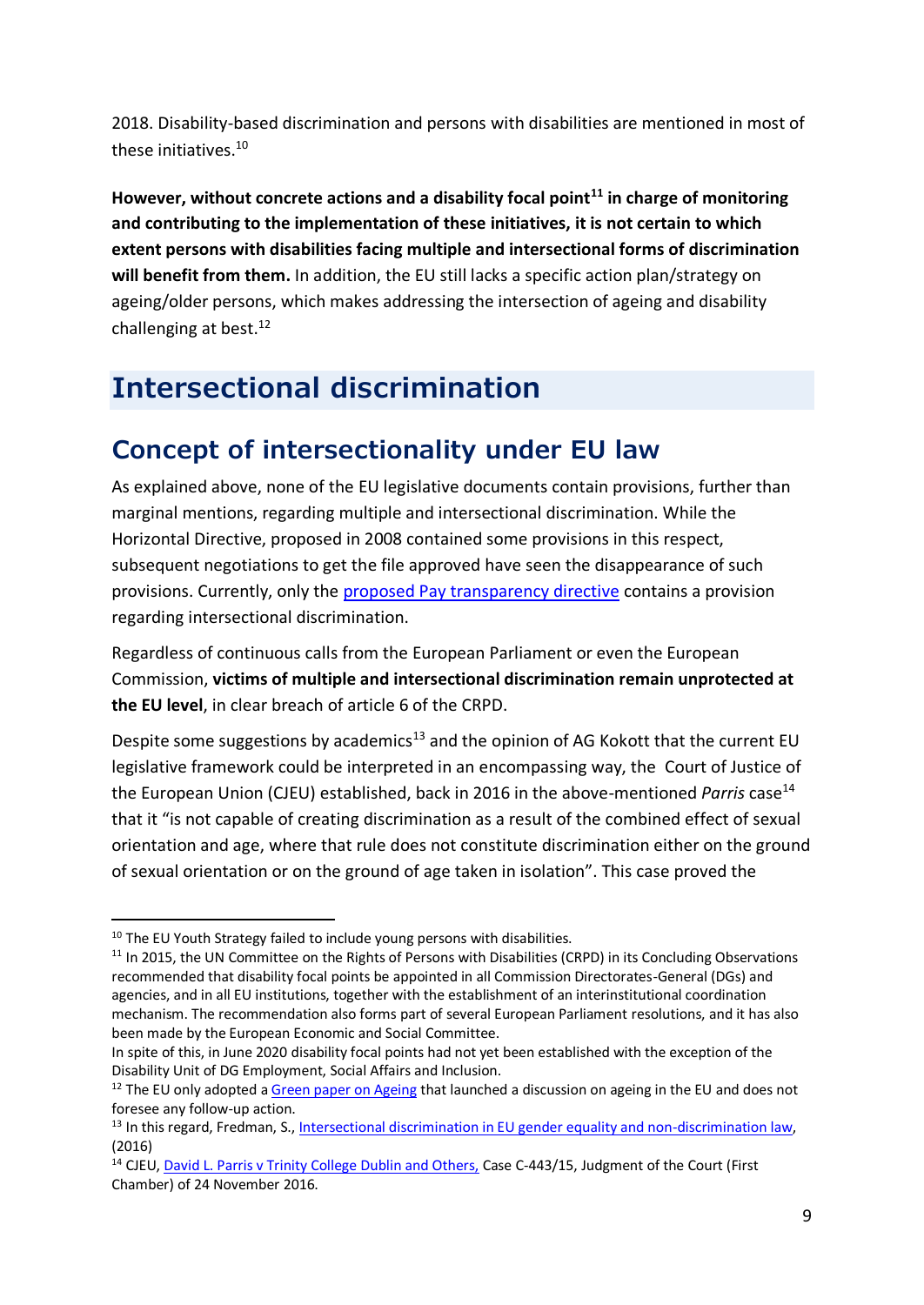2018. Disability-based discrimination and persons with disabilities are mentioned in most of these initiatives.[10]

**However, without concrete actions and a disability focal point[11] in charge of monitoring and contributing to the implementation of these initiatives, it is not certain to which extent persons with disabilities facing multiple and intersectional forms of discrimination will benefit from them.** In addition, the EU still lacks a specific action plan/strategy on ageing/older persons, which makes addressing the intersection of ageing and disability challenging at best.[12]

# Intersectional discrimination

## Concept of intersectionality under EU law

As explained above, none of the EU legislative documents contain provisions, further than marginal mentions, regarding multiple and intersectional discrimination. While the Horizontal Directive, proposed in 2008 contained some provisions in this respect, subsequent negotiations to get the file approved have seen the disappearance of such provisions. Currently, only the proposed Pay transparency directive contains a provision regarding intersectional discrimination.

Regardless of continuous calls from the European Parliament or even the European Commission, **victims of multiple and intersectional discrimination remain unprotected at the EU level**, in clear breach of article 6 of the CRPD.

Despite some suggestions by academics[13] and the opinion of AG Kokott that the current EU legislative framework could be interpreted in an encompassing way, the Court of Justice of the European Union (CJEU) established, back in 2016 in the above-mentioned *Parris* case[14] that it "is not capable of creating discrimination as a result of the combined effect of sexual orientation and age, where that rule does not constitute discrimination either on the ground of sexual orientation or on the ground of age taken in isolation". This case proved the

---

[10] The EU Youth Strategy failed to include young persons with disabilities.

[11] In 2015, the UN Committee on the Rights of Persons with Disabilities (CRPD) in its Concluding Observations recommended that disability focal points be appointed in all Commission Directorates-General (DGs) and agencies, and in all EU institutions, together with the establishment of an interinstitutional coordination mechanism. The recommendation also forms part of several European Parliament resolutions, and it has also been made by the European Economic and Social Committee.
In spite of this, in June 2020 disability focal points had not yet been established with the exception of the Disability Unit of DG Employment, Social Affairs and Inclusion.

[12] The EU only adopted a Green paper on Ageing that launched a discussion on ageing in the EU and does not foresee any follow-up action.

[13] In this regard, Fredman, S., Intersectional discrimination in EU gender equality and non-discrimination law, (2016)

[14] CJEU, David L. Parris v Trinity College Dublin and Others, Case C-443/15, Judgment of the Court (First Chamber) of 24 November 2016.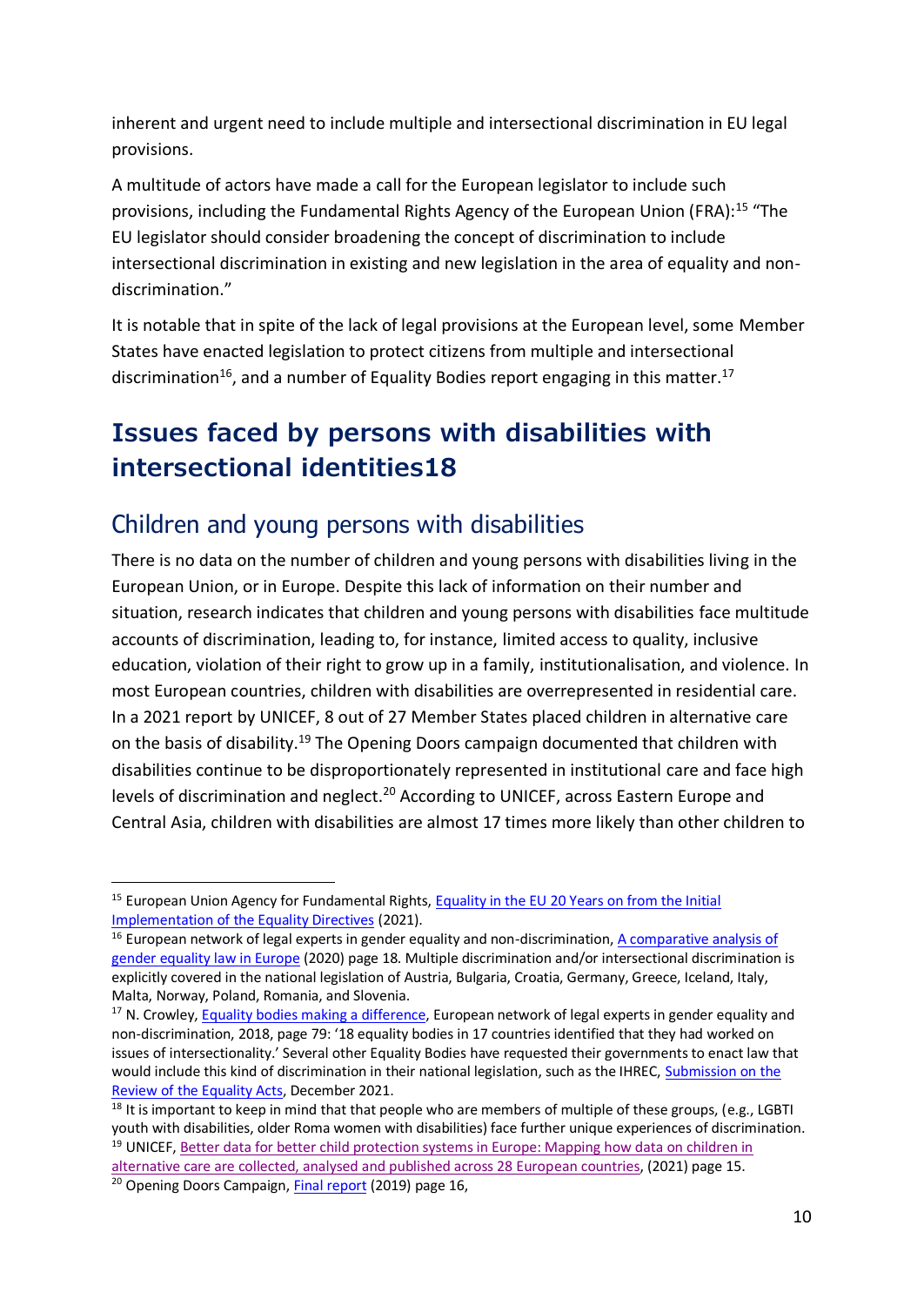inherent and urgent need to include multiple and intersectional discrimination in EU legal provisions.

A multitude of actors have made a call for the European legislator to include such provisions, including the Fundamental Rights Agency of the European Union (FRA):[15] "The EU legislator should consider broadening the concept of discrimination to include intersectional discrimination in existing and new legislation in the area of equality and non-discrimination."

It is notable that in spite of the lack of legal provisions at the European level, some Member States have enacted legislation to protect citizens from multiple and intersectional discrimination[16], and a number of Equality Bodies report engaging in this matter.[17]

# Issues faced by persons with disabilities with intersectional identities18

## Children and young persons with disabilities

There is no data on the number of children and young persons with disabilities living in the European Union, or in Europe. Despite this lack of information on their number and situation, research indicates that children and young persons with disabilities face multitude accounts of discrimination, leading to, for instance, limited access to quality, inclusive education, violation of their right to grow up in a family, institutionalisation, and violence. In most European countries, children with disabilities are overrepresented in residential care. In a 2021 report by UNICEF, 8 out of 27 Member States placed children in alternative care on the basis of disability.[19] The Opening Doors campaign documented that children with disabilities continue to be disproportionately represented in institutional care and face high levels of discrimination and neglect.[20] According to UNICEF, across Eastern Europe and Central Asia, children with disabilities are almost 17 times more likely than other children to

---

[15] European Union Agency for Fundamental Rights, Equality in the EU 20 Years on from the Initial Implementation of the Equality Directives (2021).

[16] European network of legal experts in gender equality and non-discrimination, A comparative analysis of gender equality law in Europe (2020) page 18. Multiple discrimination and/or intersectional discrimination is explicitly covered in the national legislation of Austria, Bulgaria, Croatia, Germany, Greece, Iceland, Italy, Malta, Norway, Poland, Romania, and Slovenia.

[17] N. Crowley, Equality bodies making a difference, European network of legal experts in gender equality and non-discrimination, 2018, page 79: '18 equality bodies in 17 countries identified that they had worked on issues of intersectionality.' Several other Equality Bodies have requested their governments to enact law that would include this kind of discrimination in their national legislation, such as the IHREC, Submission on the Review of the Equality Acts, December 2021.

[18] It is important to keep in mind that that people who are members of multiple of these groups, (e.g., LGBTI youth with disabilities, older Roma women with disabilities) face further unique experiences of discrimination.

[19] UNICEF, Better data for better child protection systems in Europe: Mapping how data on children in alternative care are collected, analysed and published across 28 European countries, (2021) page 15.

[20] Opening Doors Campaign, Final report (2019) page 16,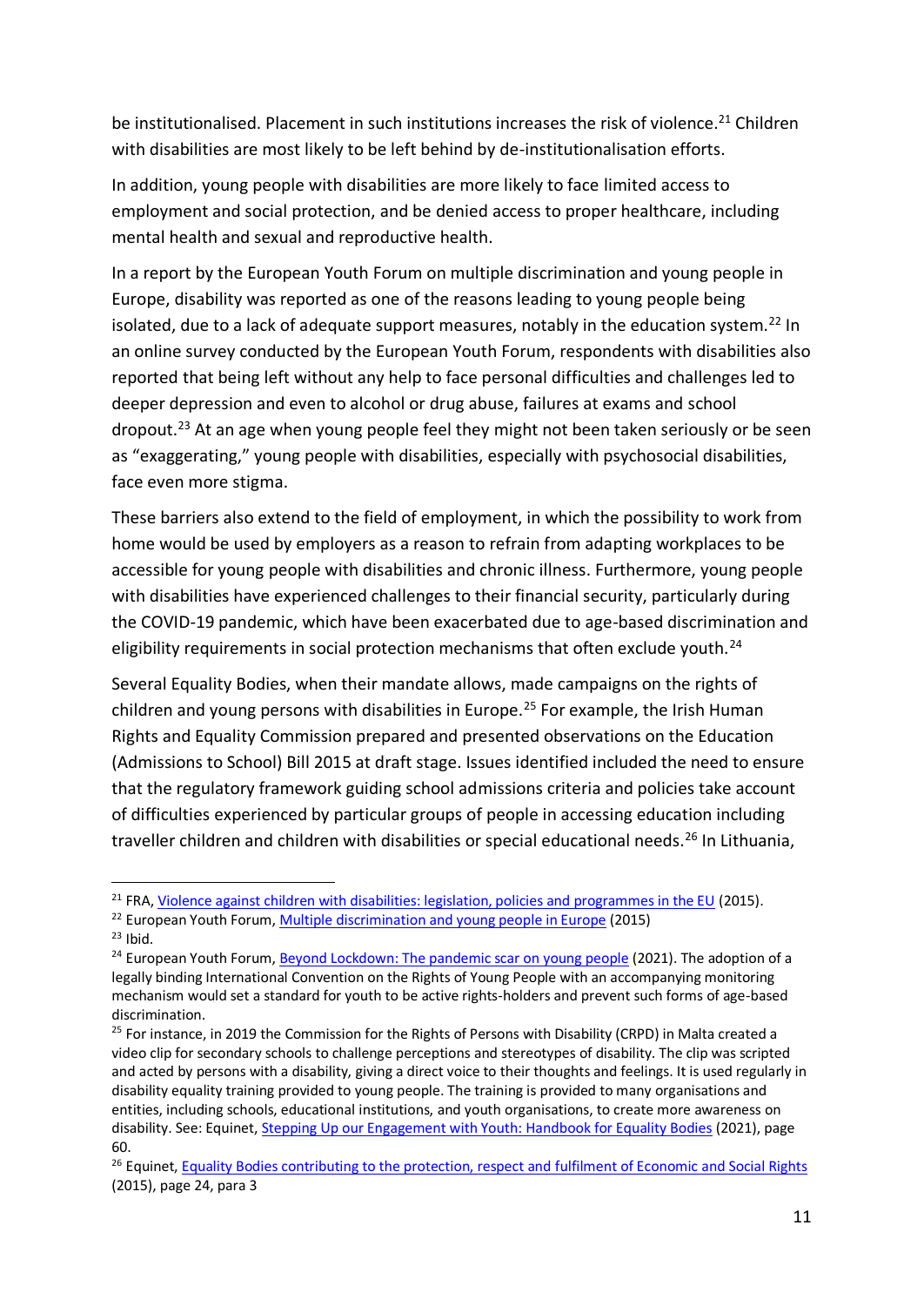be institutionalised. Placement in such institutions increases the risk of violence.[21] Children with disabilities are most likely to be left behind by de-institutionalisation efforts.

In addition, young people with disabilities are more likely to face limited access to employment and social protection, and be denied access to proper healthcare, including mental health and sexual and reproductive health.

In a report by the European Youth Forum on multiple discrimination and young people in Europe, disability was reported as one of the reasons leading to young people being isolated, due to a lack of adequate support measures, notably in the education system.[22] In an online survey conducted by the European Youth Forum, respondents with disabilities also reported that being left without any help to face personal difficulties and challenges led to deeper depression and even to alcohol or drug abuse, failures at exams and school dropout.[23] At an age when young people feel they might not been taken seriously or be seen as "exaggerating," young people with disabilities, especially with psychosocial disabilities, face even more stigma.

These barriers also extend to the field of employment, in which the possibility to work from home would be used by employers as a reason to refrain from adapting workplaces to be accessible for young people with disabilities and chronic illness. Furthermore, young people with disabilities have experienced challenges to their financial security, particularly during the COVID-19 pandemic, which have been exacerbated due to age-based discrimination and eligibility requirements in social protection mechanisms that often exclude youth.[24]

Several Equality Bodies, when their mandate allows, made campaigns on the rights of children and young persons with disabilities in Europe.[25] For example, the Irish Human Rights and Equality Commission prepared and presented observations on the Education (Admissions to School) Bill 2015 at draft stage. Issues identified included the need to ensure that the regulatory framework guiding school admissions criteria and policies take account of difficulties experienced by particular groups of people in accessing education including traveller children and children with disabilities or special educational needs.[26] In Lithuania,

---

[21] FRA, Violence against children with disabilities: legislation, policies and programmes in the EU (2015).

[22] European Youth Forum, Multiple discrimination and young people in Europe (2015)

[23] Ibid.

[24] European Youth Forum, Beyond Lockdown: The pandemic scar on young people (2021). The adoption of a legally binding International Convention on the Rights of Young People with an accompanying monitoring mechanism would set a standard for youth to be active rights-holders and prevent such forms of age-based discrimination.

[25] For instance, in 2019 the Commission for the Rights of Persons with Disability (CRPD) in Malta created a video clip for secondary schools to challenge perceptions and stereotypes of disability. The clip was scripted and acted by persons with a disability, giving a direct voice to their thoughts and feelings. It is used regularly in disability equality training provided to young people. The training is provided to many organisations and entities, including schools, educational institutions, and youth organisations, to create more awareness on disability. See: Equinet, Stepping Up our Engagement with Youth: Handbook for Equality Bodies (2021), page 60.

[26] Equinet, Equality Bodies contributing to the protection, respect and fulfilment of Economic and Social Rights (2015), page 24, para 3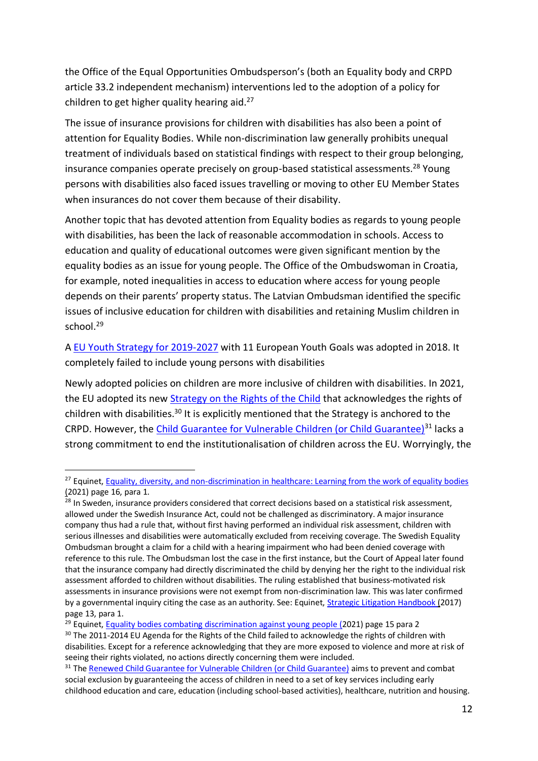the Office of the Equal Opportunities Ombudsperson's (both an Equality body and CRPD article 33.2 independent mechanism) interventions led to the adoption of a policy for children to get higher quality hearing aid.[27]

The issue of insurance provisions for children with disabilities has also been a point of attention for Equality Bodies. While non-discrimination law generally prohibits unequal treatment of individuals based on statistical findings with respect to their group belonging, insurance companies operate precisely on group-based statistical assessments.[28] Young persons with disabilities also faced issues travelling or moving to other EU Member States when insurances do not cover them because of their disability.

Another topic that has devoted attention from Equality bodies as regards to young people with disabilities, has been the lack of reasonable accommodation in schools. Access to education and quality of educational outcomes were given significant mention by the equality bodies as an issue for young people. The Office of the Ombudswoman in Croatia, for example, noted inequalities in access to education where access for young people depends on their parents' property status. The Latvian Ombudsman identified the specific issues of inclusive education for children with disabilities and retaining Muslim children in school.[29]

A [EU Youth Strategy for 2019-2027](#) with 11 European Youth Goals was adopted in 2018. It completely failed to include young persons with disabilities

Newly adopted policies on children are more inclusive of children with disabilities. In 2021, the EU adopted its new [Strategy on the Rights of the Child](#) that acknowledges the rights of children with disabilities.[30] It is explicitly mentioned that the Strategy is anchored to the CRPD. However, the [Child Guarantee for Vulnerable Children (or Child Guarantee)](#)[31] lacks a strong commitment to end the institutionalisation of children across the EU. Worryingly, the

---

[27] Equinet, [Equality, diversity, and non-discrimination in healthcare: Learning from the work of equality bodies](#) (2021) page 16, para 1.

[28] In Sweden, insurance providers considered that correct decisions based on a statistical risk assessment, allowed under the Swedish Insurance Act, could not be challenged as discriminatory. A major insurance company thus had a rule that, without first having performed an individual risk assessment, children with serious illnesses and disabilities were automatically excluded from receiving coverage. The Swedish Equality Ombudsman brought a claim for a child with a hearing impairment who had been denied coverage with reference to this rule. The Ombudsman lost the case in the first instance, but the Court of Appeal later found that the insurance company had directly discriminated the child by denying her the right to the individual risk assessment afforded to children without disabilities. The ruling established that business-motivated risk assessments in insurance provisions were not exempt from non-discrimination law. This was later confirmed by a governmental inquiry citing the case as an authority. See: Equinet, [Strategic Litigation Handbook](#) (2017) page 13, para 1.

[29] Equinet, [Equality bodies combating discrimination against young people](#) (2021) page 15 para 2

[30] The 2011-2014 EU Agenda for the Rights of the Child failed to acknowledge the rights of children with disabilities. Except for a reference acknowledging that they are more exposed to violence and more at risk of seeing their rights violated, no actions directly concerning them were included.

[31] The [Renewed Child Guarantee for Vulnerable Children (or Child Guarantee)](#) aims to prevent and combat social exclusion by guaranteeing the access of children in need to a set of key services including early childhood education and care, education (including school-based activities), healthcare, nutrition and housing.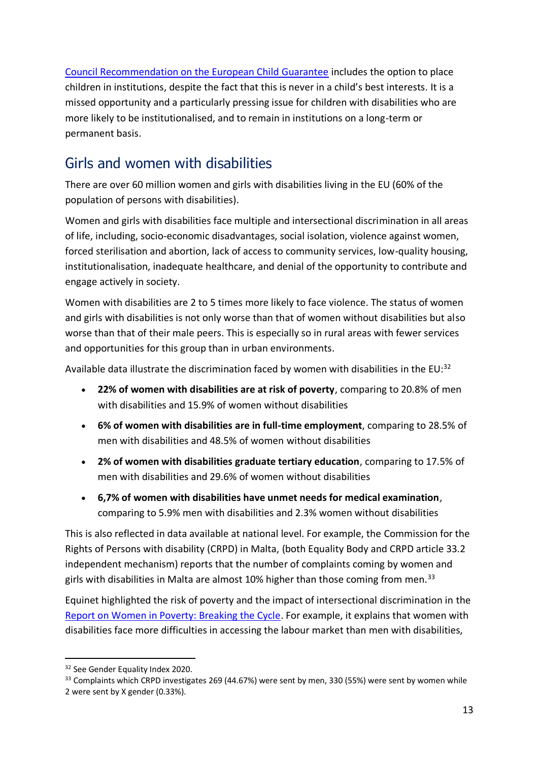[Council Recommendation on the European Child Guarantee] includes the option to place children in institutions, despite the fact that this is never in a child's best interests. It is a missed opportunity and a particularly pressing issue for children with disabilities who are more likely to be institutionalised, and to remain in institutions on a long-term or permanent basis.

## Girls and women with disabilities

There are over 60 million women and girls with disabilities living in the EU (60% of the population of persons with disabilities).

Women and girls with disabilities face multiple and intersectional discrimination in all areas of life, including, socio-economic disadvantages, social isolation, violence against women, forced sterilisation and abortion, lack of access to community services, low-quality housing, institutionalisation, inadequate healthcare, and denial of the opportunity to contribute and engage actively in society.

Women with disabilities are 2 to 5 times more likely to face violence. The status of women and girls with disabilities is not only worse than that of women without disabilities but also worse than that of their male peers. This is especially so in rural areas with fewer services and opportunities for this group than in urban environments.

Available data illustrate the discrimination faced by women with disabilities in the EU:[32]

- **22% of women with disabilities are at risk of poverty**, comparing to 20.8% of men with disabilities and 15.9% of women without disabilities
- **6% of women with disabilities are in full-time employment**, comparing to 28.5% of men with disabilities and 48.5% of women without disabilities
- **2% of women with disabilities graduate tertiary education**, comparing to 17.5% of men with disabilities and 29.6% of women without disabilities
- **6,7% of women with disabilities have unmet needs for medical examination**, comparing to 5.9% men with disabilities and 2.3% women without disabilities

This is also reflected in data available at national level. For example, the Commission for the Rights of Persons with disability (CRPD) in Malta, (both Equality Body and CRPD article 33.2 independent mechanism) reports that the number of complaints coming by women and girls with disabilities in Malta are almost 10% higher than those coming from men.[33]

Equinet highlighted the risk of poverty and the impact of intersectional discrimination in the [Report on Women in Poverty: Breaking the Cycle]. For example, it explains that women with disabilities face more difficulties in accessing the labour market than men with disabilities,

---

[32] See Gender Equality Index 2020.

[33] Complaints which CRPD investigates 269 (44.67%) were sent by men, 330 (55%) were sent by women while 2 were sent by X gender (0.33%).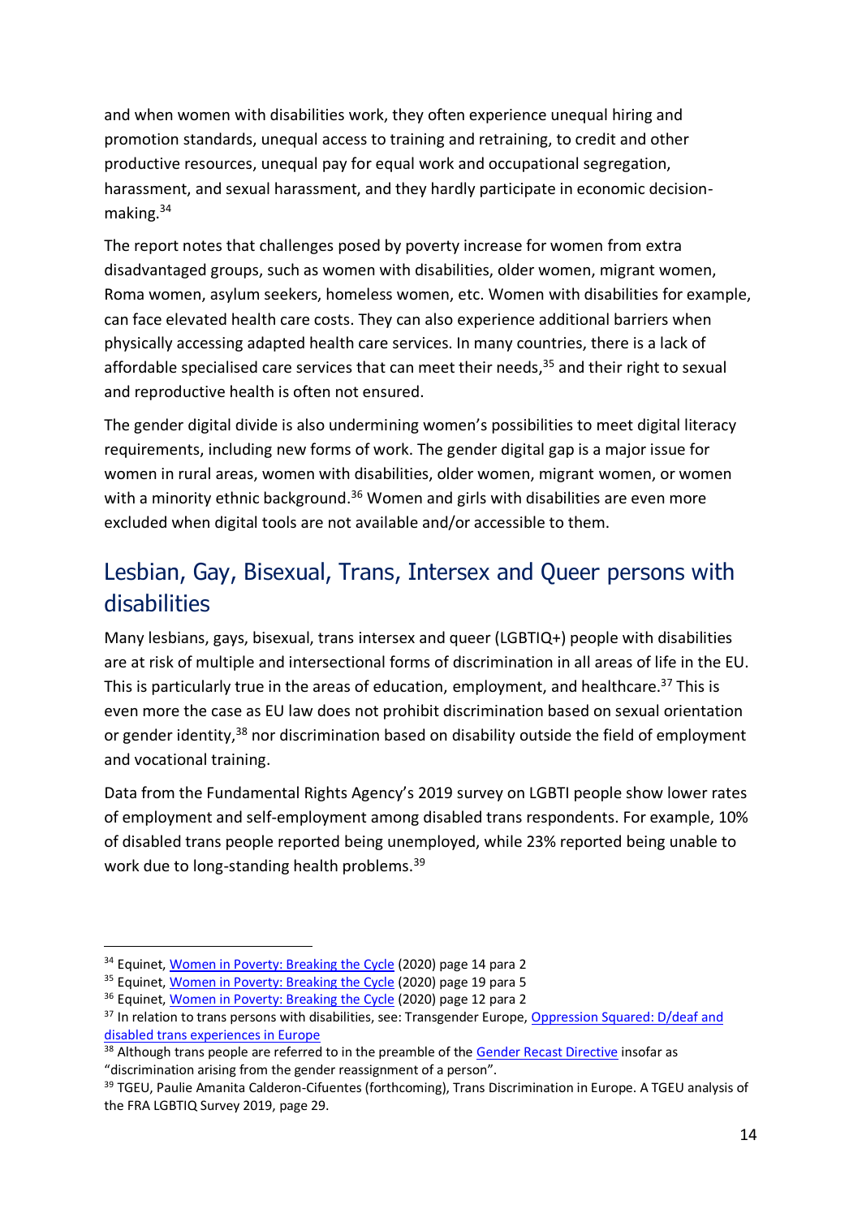and when women with disabilities work, they often experience unequal hiring and promotion standards, unequal access to training and retraining, to credit and other productive resources, unequal pay for equal work and occupational segregation, harassment, and sexual harassment, and they hardly participate in economic decision-making.[34]

The report notes that challenges posed by poverty increase for women from extra disadvantaged groups, such as women with disabilities, older women, migrant women, Roma women, asylum seekers, homeless women, etc. Women with disabilities for example, can face elevated health care costs. They can also experience additional barriers when physically accessing adapted health care services. In many countries, there is a lack of affordable specialised care services that can meet their needs,[35] and their right to sexual and reproductive health is often not ensured.

The gender digital divide is also undermining women's possibilities to meet digital literacy requirements, including new forms of work. The gender digital gap is a major issue for women in rural areas, women with disabilities, older women, migrant women, or women with a minority ethnic background.[36] Women and girls with disabilities are even more excluded when digital tools are not available and/or accessible to them.

## Lesbian, Gay, Bisexual, Trans, Intersex and Queer persons with disabilities

Many lesbians, gays, bisexual, trans intersex and queer (LGBTIQ+) people with disabilities are at risk of multiple and intersectional forms of discrimination in all areas of life in the EU. This is particularly true in the areas of education, employment, and healthcare.[37] This is even more the case as EU law does not prohibit discrimination based on sexual orientation or gender identity,[38] nor discrimination based on disability outside the field of employment and vocational training.

Data from the Fundamental Rights Agency's 2019 survey on LGBTI people show lower rates of employment and self-employment among disabled trans respondents. For example, 10% of disabled trans people reported being unemployed, while 23% reported being unable to work due to long-standing health problems.[39]

---

[34] Equinet, Women in Poverty: Breaking the Cycle (2020) page 14 para 2

[35] Equinet, Women in Poverty: Breaking the Cycle (2020) page 19 para 5

[36] Equinet, Women in Poverty: Breaking the Cycle (2020) page 12 para 2

[37] In relation to trans persons with disabilities, see: Transgender Europe, Oppression Squared: D/deaf and disabled trans experiences in Europe

[38] Although trans people are referred to in the preamble of the Gender Recast Directive insofar as "discrimination arising from the gender reassignment of a person".

[39] TGEU, Paulie Amanita Calderon-Cifuentes (forthcoming), Trans Discrimination in Europe. A TGEU analysis of the FRA LGBTIQ Survey 2019, page 29.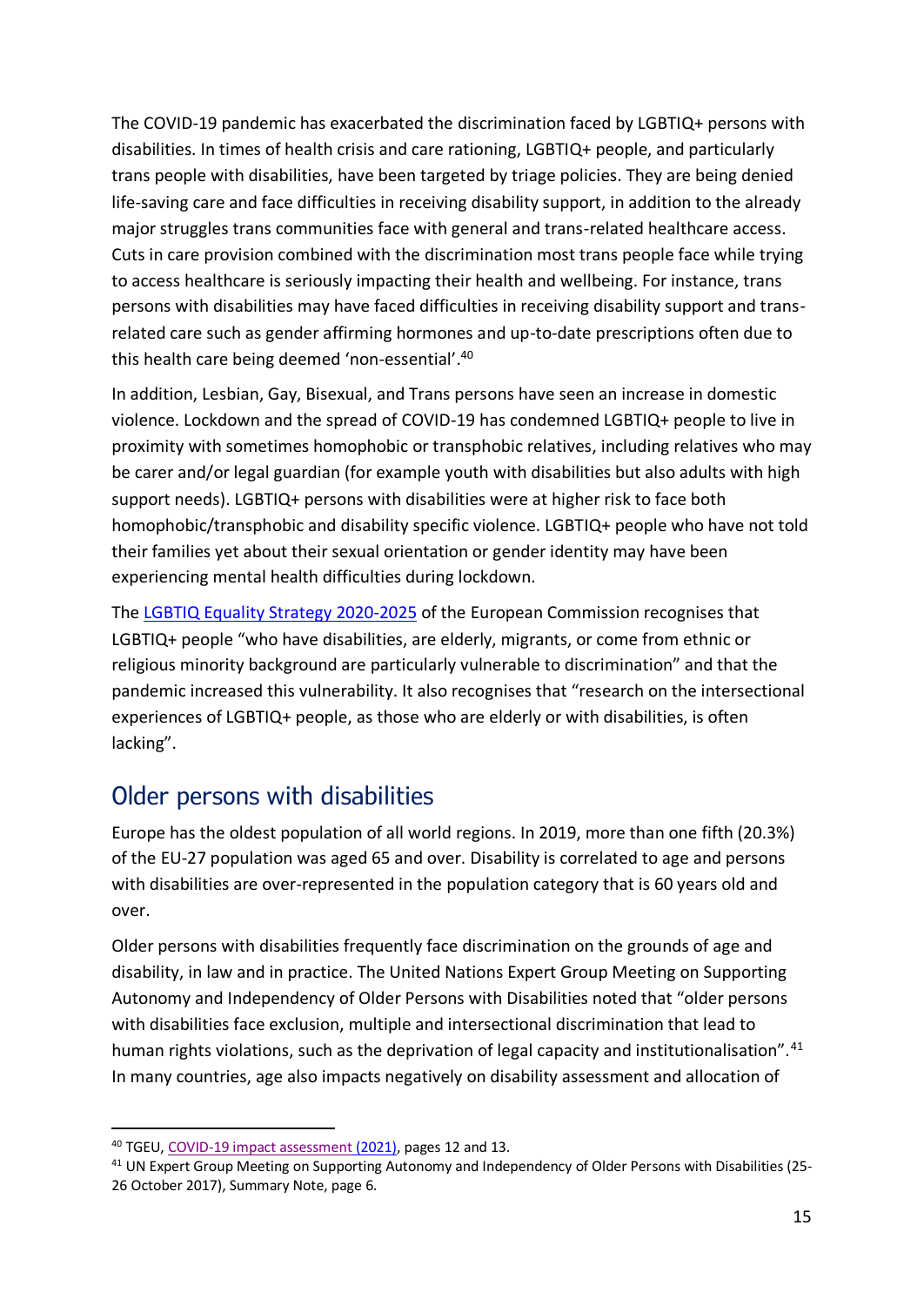The COVID-19 pandemic has exacerbated the discrimination faced by LGBTIQ+ persons with disabilities. In times of health crisis and care rationing, LGBTIQ+ people, and particularly trans people with disabilities, have been targeted by triage policies. They are being denied life-saving care and face difficulties in receiving disability support, in addition to the already major struggles trans communities face with general and trans-related healthcare access. Cuts in care provision combined with the discrimination most trans people face while trying to access healthcare is seriously impacting their health and wellbeing. For instance, trans persons with disabilities may have faced difficulties in receiving disability support and trans-related care such as gender affirming hormones and up-to-date prescriptions often due to this health care being deemed 'non-essential'.[40]

In addition, Lesbian, Gay, Bisexual, and Trans persons have seen an increase in domestic violence. Lockdown and the spread of COVID-19 has condemned LGBTIQ+ people to live in proximity with sometimes homophobic or transphobic relatives, including relatives who may be carer and/or legal guardian (for example youth with disabilities but also adults with high support needs). LGBTIQ+ persons with disabilities were at higher risk to face both homophobic/transphobic and disability specific violence. LGBTIQ+ people who have not told their families yet about their sexual orientation or gender identity may have been experiencing mental health difficulties during lockdown.

The LGBTIQ Equality Strategy 2020-2025 of the European Commission recognises that LGBTIQ+ people "who have disabilities, are elderly, migrants, or come from ethnic or religious minority background are particularly vulnerable to discrimination" and that the pandemic increased this vulnerability. It also recognises that "research on the intersectional experiences of LGBTIQ+ people, as those who are elderly or with disabilities, is often lacking".

## Older persons with disabilities

Europe has the oldest population of all world regions. In 2019, more than one fifth (20.3%) of the EU-27 population was aged 65 and over. Disability is correlated to age and persons with disabilities are over-represented in the population category that is 60 years old and over.

Older persons with disabilities frequently face discrimination on the grounds of age and disability, in law and in practice. The United Nations Expert Group Meeting on Supporting Autonomy and Independency of Older Persons with Disabilities noted that "older persons with disabilities face exclusion, multiple and intersectional discrimination that lead to human rights violations, such as the deprivation of legal capacity and institutionalisation".[41] In many countries, age also impacts negatively on disability assessment and allocation of

---

[40] TGEU, COVID-19 impact assessment (2021), pages 12 and 13.

[41] UN Expert Group Meeting on Supporting Autonomy and Independency of Older Persons with Disabilities (25-26 October 2017), Summary Note, page 6.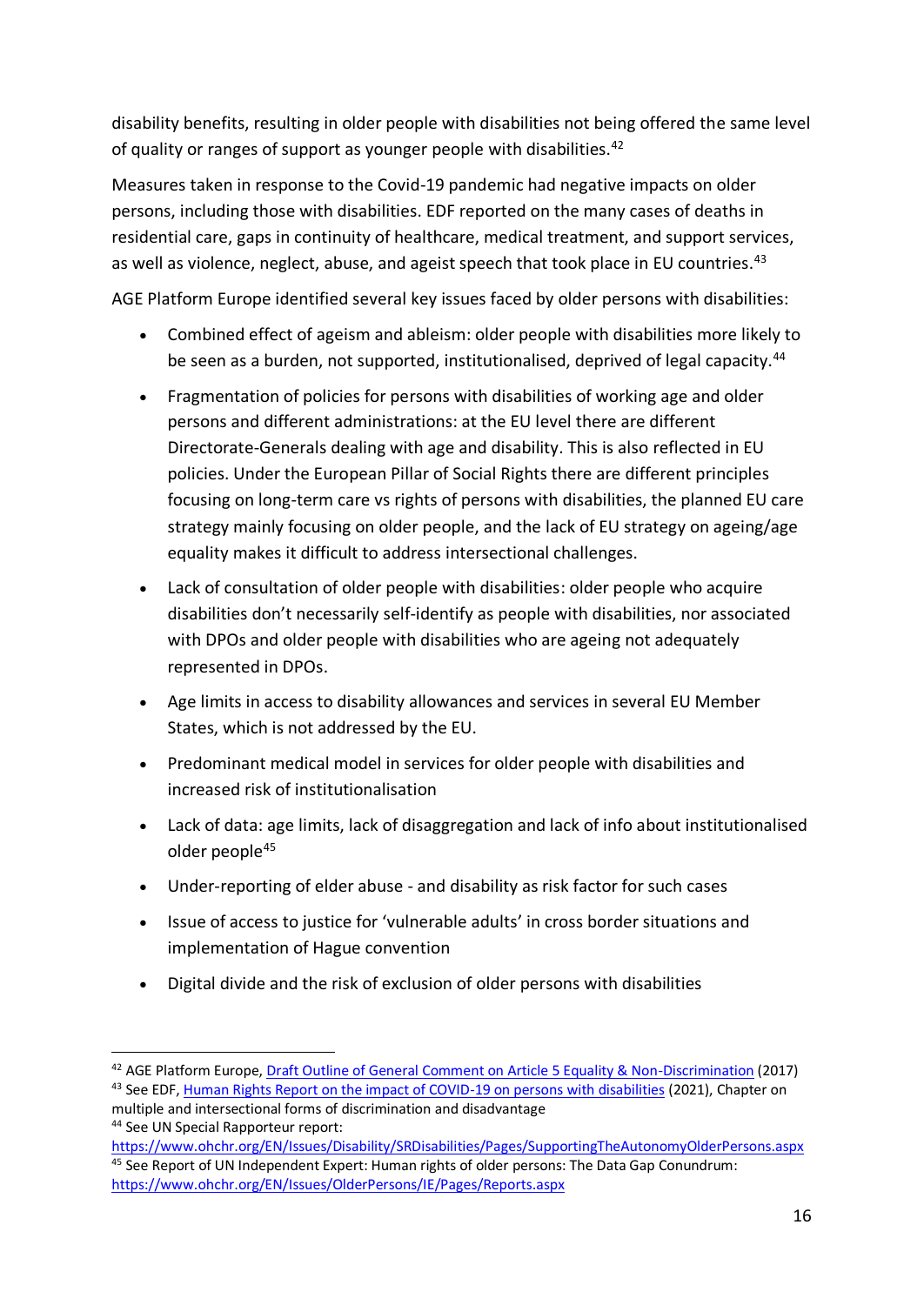disability benefits, resulting in older people with disabilities not being offered the same level of quality or ranges of support as younger people with disabilities.[42]

Measures taken in response to the Covid-19 pandemic had negative impacts on older persons, including those with disabilities. EDF reported on the many cases of deaths in residential care, gaps in continuity of healthcare, medical treatment, and support services, as well as violence, neglect, abuse, and ageist speech that took place in EU countries.[43]

AGE Platform Europe identified several key issues faced by older persons with disabilities:

- Combined effect of ageism and ableism: older people with disabilities more likely to be seen as a burden, not supported, institutionalised, deprived of legal capacity.[44]
- Fragmentation of policies for persons with disabilities of working age and older persons and different administrations: at the EU level there are different Directorate-Generals dealing with age and disability. This is also reflected in EU policies. Under the European Pillar of Social Rights there are different principles focusing on long-term care vs rights of persons with disabilities, the planned EU care strategy mainly focusing on older people, and the lack of EU strategy on ageing/age equality makes it difficult to address intersectional challenges.
- Lack of consultation of older people with disabilities: older people who acquire disabilities don't necessarily self-identify as people with disabilities, nor associated with DPOs and older people with disabilities who are ageing not adequately represented in DPOs.
- Age limits in access to disability allowances and services in several EU Member States, which is not addressed by the EU.
- Predominant medical model in services for older people with disabilities and increased risk of institutionalisation
- Lack of data: age limits, lack of disaggregation and lack of info about institutionalised older people[45]
- Under-reporting of elder abuse - and disability as risk factor for such cases
- Issue of access to justice for 'vulnerable adults' in cross border situations and implementation of Hague convention
- Digital divide and the risk of exclusion of older persons with disabilities

---

[42] AGE Platform Europe, [Draft Outline of General Comment on Article 5 Equality & Non-Discrimination](#) (2017)

[43] See EDF, [Human Rights Report on the impact of COVID-19 on persons with disabilities](#) (2021), Chapter on multiple and intersectional forms of discrimination and disadvantage

[44] See UN Special Rapporteur report: https://www.ohchr.org/EN/Issues/Disability/SRDisabilities/Pages/SupportingTheAutonomyOlderPersons.aspx

[45] See Report of UN Independent Expert: Human rights of older persons: The Data Gap Conundrum: https://www.ohchr.org/EN/Issues/OlderPersons/IE/Pages/Reports.aspx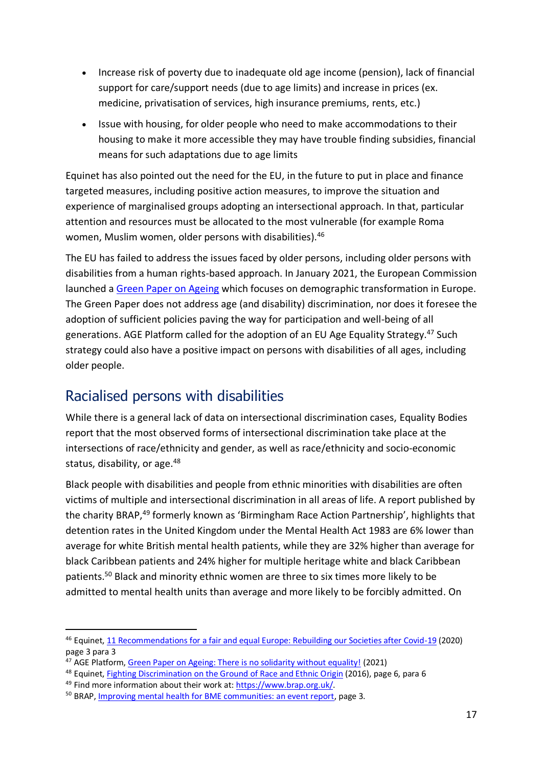- Increase risk of poverty due to inadequate old age income (pension), lack of financial support for care/support needs (due to age limits) and increase in prices (ex. medicine, privatisation of services, high insurance premiums, rents, etc.)
- Issue with housing, for older people who need to make accommodations to their housing to make it more accessible they may have trouble finding subsidies, financial means for such adaptations due to age limits

Equinet has also pointed out the need for the EU, in the future to put in place and finance targeted measures, including positive action measures, to improve the situation and experience of marginalised groups adopting an intersectional approach. In that, particular attention and resources must be allocated to the most vulnerable (for example Roma women, Muslim women, older persons with disabilities).[46]

The EU has failed to address the issues faced by older persons, including older persons with disabilities from a human rights-based approach. In January 2021, the European Commission launched a Green Paper on Ageing which focuses on demographic transformation in Europe. The Green Paper does not address age (and disability) discrimination, nor does it foresee the adoption of sufficient policies paving the way for participation and well-being of all generations. AGE Platform called for the adoption of an EU Age Equality Strategy.[47] Such strategy could also have a positive impact on persons with disabilities of all ages, including older people.

## Racialised persons with disabilities

While there is a general lack of data on intersectional discrimination cases, Equality Bodies report that the most observed forms of intersectional discrimination take place at the intersections of race/ethnicity and gender, as well as race/ethnicity and socio-economic status, disability, or age.[48]

Black people with disabilities and people from ethnic minorities with disabilities are often victims of multiple and intersectional discrimination in all areas of life. A report published by the charity BRAP,[49] formerly known as 'Birmingham Race Action Partnership', highlights that detention rates in the United Kingdom under the Mental Health Act 1983 are 6% lower than average for white British mental health patients, while they are 32% higher than average for black Caribbean patients and 24% higher for multiple heritage white and black Caribbean patients.[50] Black and minority ethnic women are three to six times more likely to be admitted to mental health units than average and more likely to be forcibly admitted. On

---

[46] Equinet, 11 Recommendations for a fair and equal Europe: Rebuilding our Societies after Covid-19 (2020) page 3 para 3

[47] AGE Platform, Green Paper on Ageing: There is no solidarity without equality! (2021)

[48] Equinet, Fighting Discrimination on the Ground of Race and Ethnic Origin (2016), page 6, para 6

[49] Find more information about their work at: https://www.brap.org.uk/.

[50] BRAP, Improving mental health for BME communities: an event report, page 3.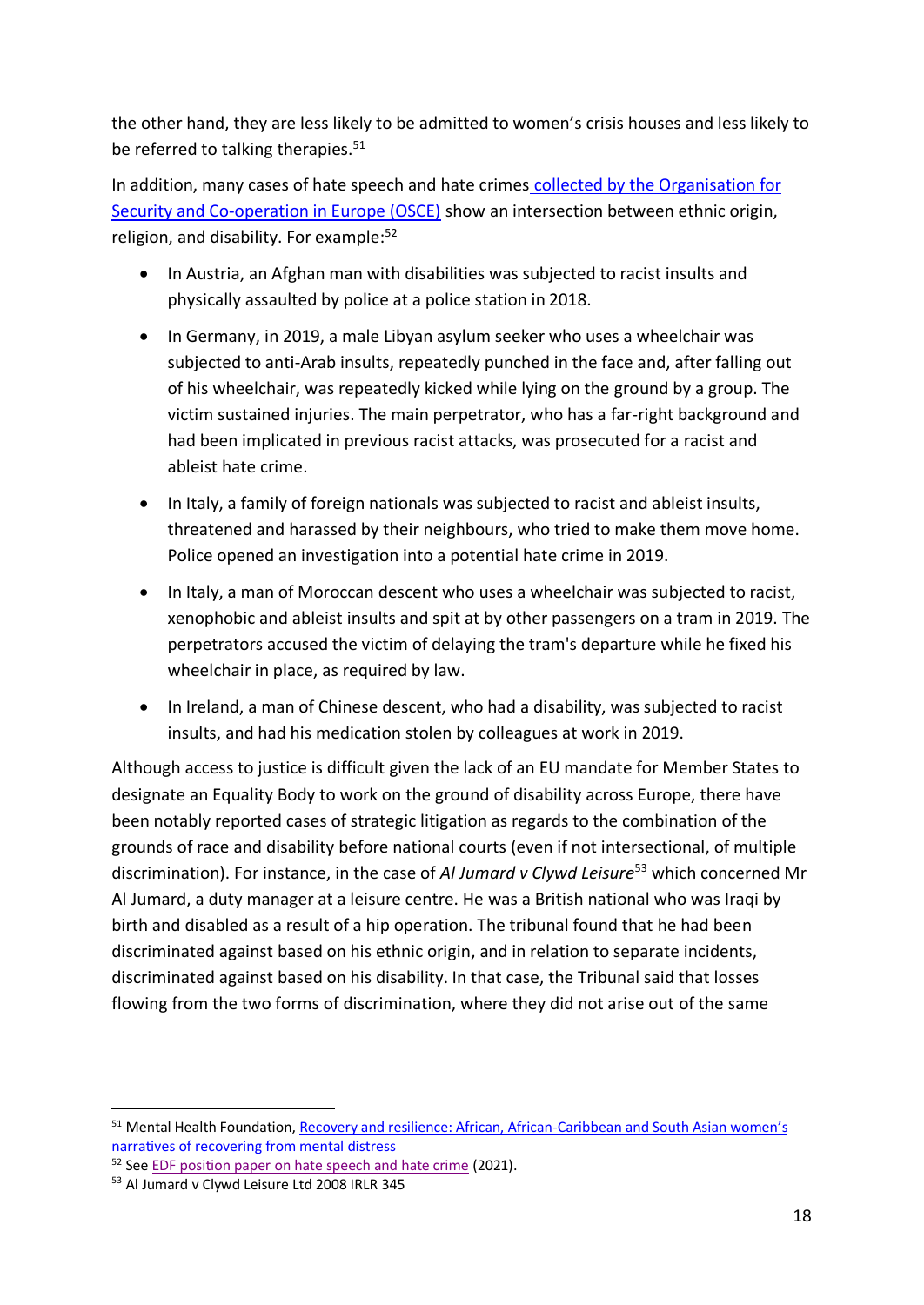the other hand, they are less likely to be admitted to women's crisis houses and less likely to be referred to talking therapies.[51]

In addition, many cases of hate speech and hate crimes [collected by the Organisation for Security and Co-operation in Europe (OSCE)]() show an intersection between ethnic origin, religion, and disability. For example:[52]

- In Austria, an Afghan man with disabilities was subjected to racist insults and physically assaulted by police at a police station in 2018.
- In Germany, in 2019, a male Libyan asylum seeker who uses a wheelchair was subjected to anti-Arab insults, repeatedly punched in the face and, after falling out of his wheelchair, was repeatedly kicked while lying on the ground by a group. The victim sustained injuries. The main perpetrator, who has a far-right background and had been implicated in previous racist attacks, was prosecuted for a racist and ableist hate crime.
- In Italy, a family of foreign nationals was subjected to racist and ableist insults, threatened and harassed by their neighbours, who tried to make them move home. Police opened an investigation into a potential hate crime in 2019.
- In Italy, a man of Moroccan descent who uses a wheelchair was subjected to racist, xenophobic and ableist insults and spit at by other passengers on a tram in 2019. The perpetrators accused the victim of delaying the tram's departure while he fixed his wheelchair in place, as required by law.
- In Ireland, a man of Chinese descent, who had a disability, was subjected to racist insults, and had his medication stolen by colleagues at work in 2019.

Although access to justice is difficult given the lack of an EU mandate for Member States to designate an Equality Body to work on the ground of disability across Europe, there have been notably reported cases of strategic litigation as regards to the combination of the grounds of race and disability before national courts (even if not intersectional, of multiple discrimination). For instance, in the case of *Al Jumard v Clywd Leisure*[53] which concerned Mr Al Jumard, a duty manager at a leisure centre. He was a British national who was Iraqi by birth and disabled as a result of a hip operation. The tribunal found that he had been discriminated against based on his ethnic origin, and in relation to separate incidents, discriminated against based on his disability. In that case, the Tribunal said that losses flowing from the two forms of discrimination, where they did not arise out of the same

---

[51] Mental Health Foundation, [Recovery and resilience: African, African-Caribbean and South Asian women's narratives of recovering from mental distress]()

[52] See [EDF position paper on hate speech and hate crime]() (2021).

[53] Al Jumard v Clywd Leisure Ltd 2008 IRLR 345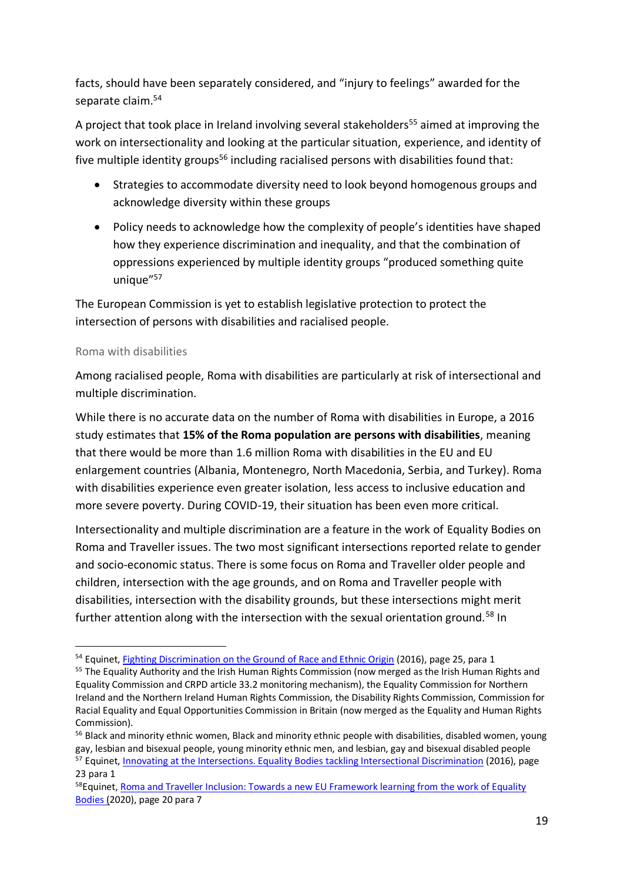facts, should have been separately considered, and "injury to feelings" awarded for the separate claim.[54]

A project that took place in Ireland involving several stakeholders[55] aimed at improving the work on intersectionality and looking at the particular situation, experience, and identity of five multiple identity groups[56] including racialised persons with disabilities found that:

- Strategies to accommodate diversity need to look beyond homogenous groups and acknowledge diversity within these groups
- Policy needs to acknowledge how the complexity of people's identities have shaped how they experience discrimination and inequality, and that the combination of oppressions experienced by multiple identity groups "produced something quite unique"[57]

The European Commission is yet to establish legislative protection to protect the intersection of persons with disabilities and racialised people.

### Roma with disabilities

Among racialised people, Roma with disabilities are particularly at risk of intersectional and multiple discrimination.

While there is no accurate data on the number of Roma with disabilities in Europe, a 2016 study estimates that **15% of the Roma population are persons with disabilities**, meaning that there would be more than 1.6 million Roma with disabilities in the EU and EU enlargement countries (Albania, Montenegro, North Macedonia, Serbia, and Turkey). Roma with disabilities experience even greater isolation, less access to inclusive education and more severe poverty. During COVID-19, their situation has been even more critical.

Intersectionality and multiple discrimination are a feature in the work of Equality Bodies on Roma and Traveller issues. The two most significant intersections reported relate to gender and socio-economic status. There is some focus on Roma and Traveller older people and children, intersection with the age grounds, and on Roma and Traveller people with disabilities, intersection with the disability grounds, but these intersections might merit further attention along with the intersection with the sexual orientation ground.[58] In

---

[54] Equinet, Fighting Discrimination on the Ground of Race and Ethnic Origin (2016), page 25, para 1

[55] The Equality Authority and the Irish Human Rights Commission (now merged as the Irish Human Rights and Equality Commission and CRPD article 33.2 monitoring mechanism), the Equality Commission for Northern Ireland and the Northern Ireland Human Rights Commission, the Disability Rights Commission, Commission for Racial Equality and Equal Opportunities Commission in Britain (now merged as the Equality and Human Rights Commission).

[56] Black and minority ethnic women, Black and minority ethnic people with disabilities, disabled women, young gay, lesbian and bisexual people, young minority ethnic men, and lesbian, gay and bisexual disabled people

[57] Equinet, Innovating at the Intersections. Equality Bodies tackling Intersectional Discrimination (2016), page 23 para 1

[58] Equinet, Roma and Traveller Inclusion: Towards a new EU Framework learning from the work of Equality Bodies (2020), page 20 para 7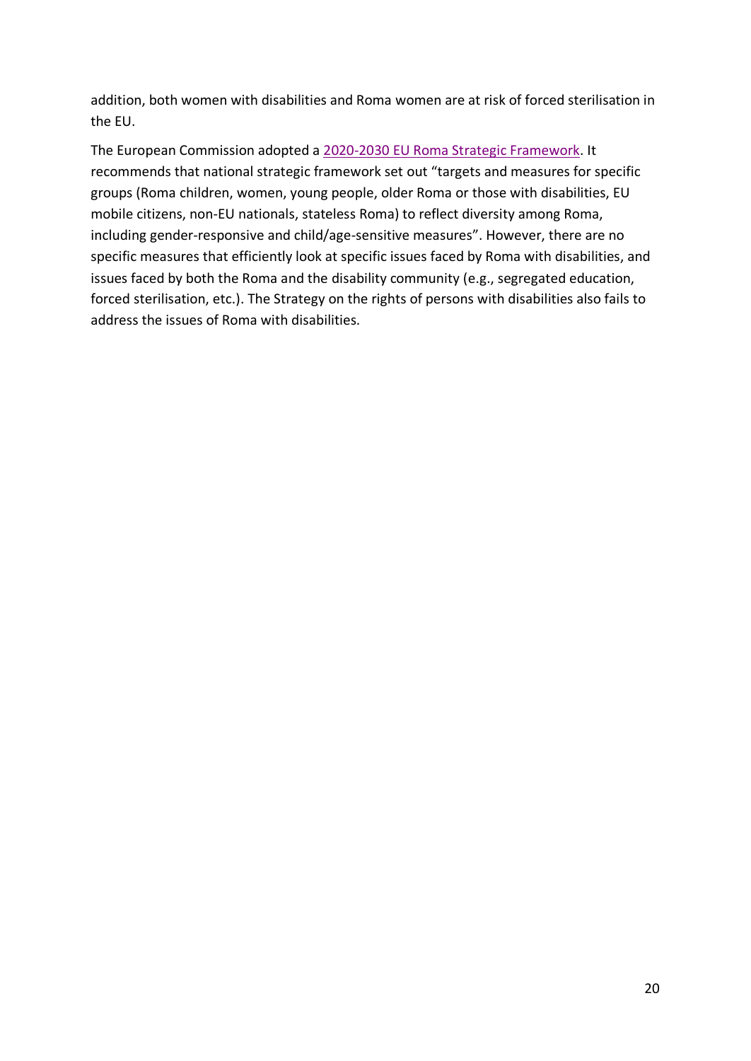addition, both women with disabilities and Roma women are at risk of forced sterilisation in the EU.

The European Commission adopted a [2020-2030 EU Roma Strategic Framework](). It recommends that national strategic framework set out "targets and measures for specific groups (Roma children, women, young people, older Roma or those with disabilities, EU mobile citizens, non-EU nationals, stateless Roma) to reflect diversity among Roma, including gender-responsive and child/age-sensitive measures". However, there are no specific measures that efficiently look at specific issues faced by Roma with disabilities, and issues faced by both the Roma and the disability community (e.g., segregated education, forced sterilisation, etc.). The Strategy on the rights of persons with disabilities also fails to address the issues of Roma with disabilities.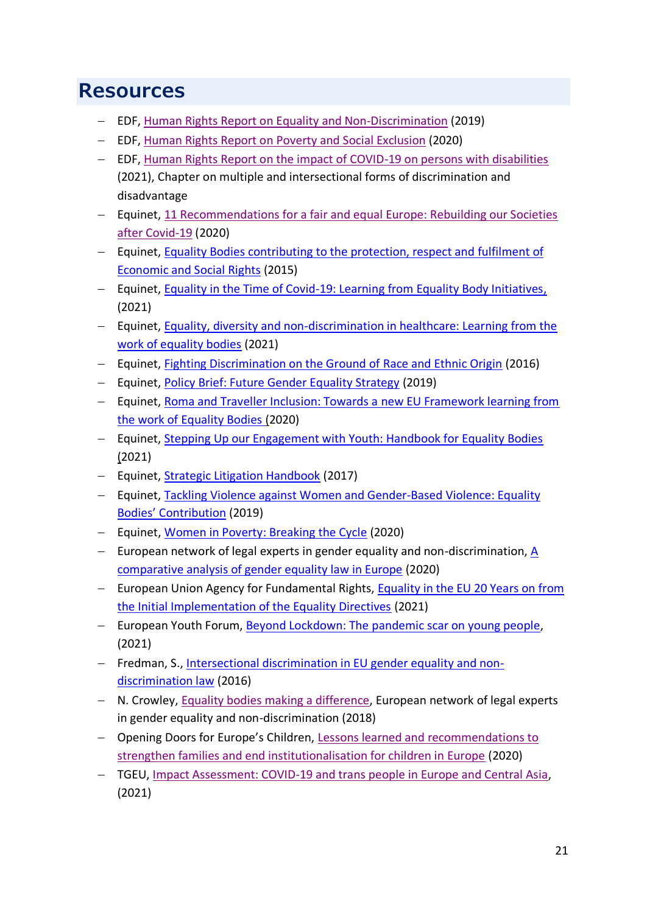# Resources

- EDF, Human Rights Report on Equality and Non-Discrimination (2019)
- EDF, Human Rights Report on Poverty and Social Exclusion (2020)
- EDF, Human Rights Report on the impact of COVID-19 on persons with disabilities (2021), Chapter on multiple and intersectional forms of discrimination and disadvantage
- Equinet, 11 Recommendations for a fair and equal Europe: Rebuilding our Societies after Covid-19 (2020)
- Equinet, Equality Bodies contributing to the protection, respect and fulfilment of Economic and Social Rights (2015)
- Equinet, Equality in the Time of Covid-19: Learning from Equality Body Initiatives, (2021)
- Equinet, Equality, diversity and non-discrimination in healthcare: Learning from the work of equality bodies (2021)
- Equinet, Fighting Discrimination on the Ground of Race and Ethnic Origin (2016)
- Equinet, Policy Brief: Future Gender Equality Strategy (2019)
- Equinet, Roma and Traveller Inclusion: Towards a new EU Framework learning from the work of Equality Bodies (2020)
- Equinet, Stepping Up our Engagement with Youth: Handbook for Equality Bodies (2021)
- Equinet, Strategic Litigation Handbook (2017)
- Equinet, Tackling Violence against Women and Gender-Based Violence: Equality Bodies' Contribution (2019)
- Equinet, Women in Poverty: Breaking the Cycle (2020)
- European network of legal experts in gender equality and non-discrimination, A comparative analysis of gender equality law in Europe (2020)
- European Union Agency for Fundamental Rights, Equality in the EU 20 Years on from the Initial Implementation of the Equality Directives (2021)
- European Youth Forum, Beyond Lockdown: The pandemic scar on young people, (2021)
- Fredman, S., Intersectional discrimination in EU gender equality and non-discrimination law (2016)
- N. Crowley, Equality bodies making a difference, European network of legal experts in gender equality and non-discrimination (2018)
- Opening Doors for Europe's Children, Lessons learned and recommendations to strengthen families and end institutionalisation for children in Europe (2020)
- TGEU, Impact Assessment: COVID-19 and trans people in Europe and Central Asia, (2021)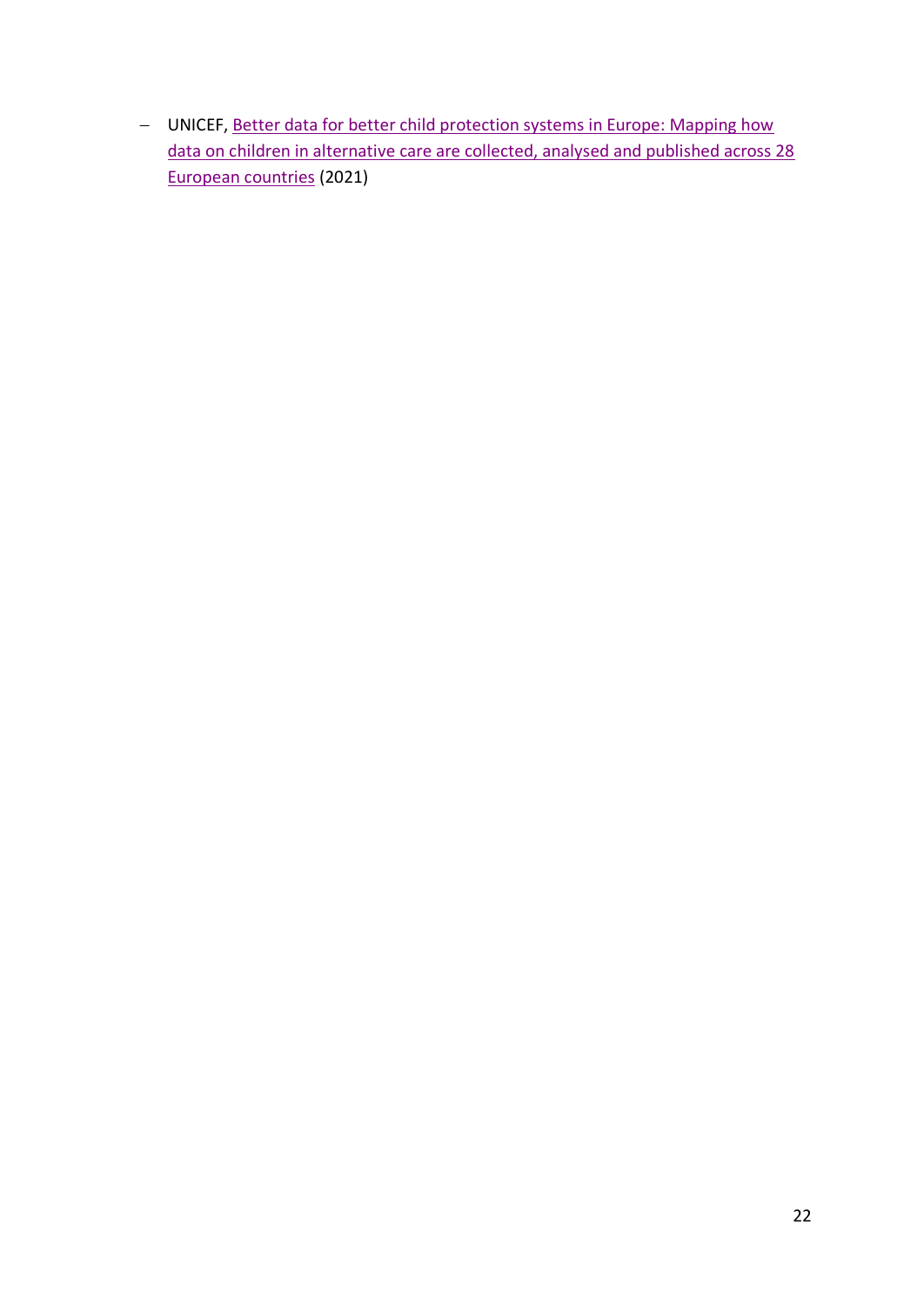- UNICEF, Better data for better child protection systems in Europe: Mapping how data on children in alternative care are collected, analysed and published across 28 European countries (2021)